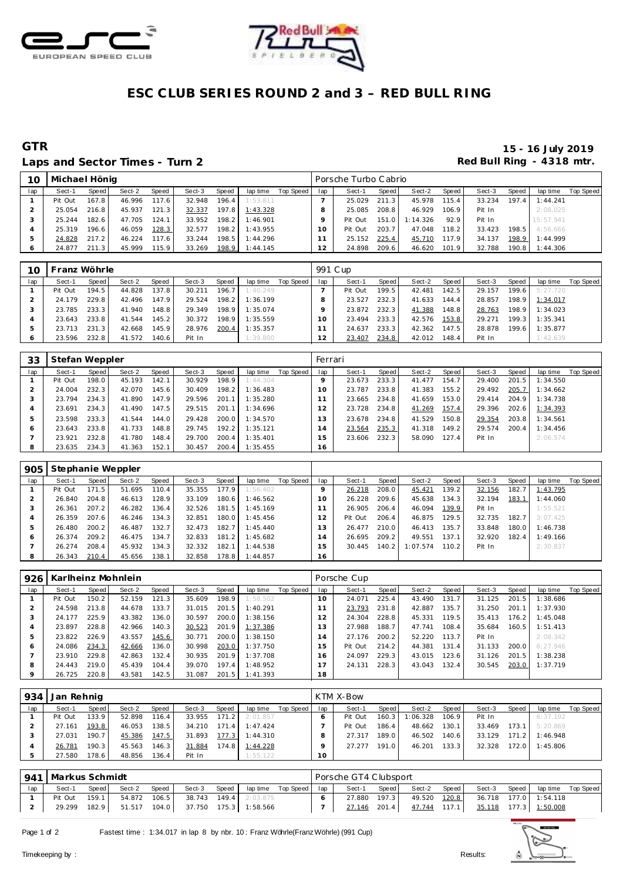# ESC CLUB SERIES ROUND 2 and 3 – RED BULL RING

## GTR

**Laps and Sector Times - Turn 2**

**15 - 16 July 2019**
**Red Bull Ring - 4318 mtr.**

| 10 | Michael Hönig | | | | | | | | Porsche Turbo Cabrio | | | | | | | | |
|---|---|---|---|---|---|---|---|---|---|---|---|---|---|---|---|---|---|
| lap | Sect-1 | Speed | Sect-2 | Speed | Sect-3 | Speed | lap time | Top Speed | lap | Sect-1 | Speed | Sect-2 | Speed | Sect-3 | Speed | lap time | Top Speed |
| 1 | Pit Out | 167.8 | 46.996 | 117.6 | 32.948 | 196.4 | 1:53.811 | | 7 | 25.029 | 211.3 | 45.978 | 115.4 | 33.234 | 197.4 | 1:44.241 | |
| 2 | 25.054 | 216.8 | 45.937 | 121.3 | 32.337 | 197.8 | 1:43.328 | | 8 | 25.085 | 208.8 | 46.929 | 106.9 | Pit In | | 2:08.025 | |
| 3 | 25.244 | 182.6 | 47.705 | 124.1 | 33.952 | 198.2 | 1:46.901 | | 9 | Pit Out | 151.0 | 1:14.326 | 92.9 | Pit In | | 15:57.941 | |
| 4 | 25.319 | 196.6 | 46.059 | 128.3 | 32.577 | 198.2 | 1:43.955 | | 10 | Pit Out | 203.7 | 47.048 | 118.2 | 33.423 | 198.5 | 4:56.666 | |
| 5 | 24.828 | 217.2 | 46.224 | 117.6 | 33.244 | 198.5 | 1:44.296 | | 11 | 25.152 | 225.4 | 45.710 | 117.9 | 34.137 | 198.9 | 1:44.999 | |
| 6 | 24.877 | 211.3 | 45.999 | 115.9 | 33.269 | 198.9 | 1:44.145 | | 12 | 24.898 | 209.6 | 46.620 | 101.9 | 32.788 | 190.8 | 1:44.306 | |

| 10 | Franz Wöhrle | | | | | | | | 991 Cup | | | | | | | | |
|---|---|---|---|---|---|---|---|---|---|---|---|---|---|---|---|---|---|
| lap | Sect-1 | Speed | Sect-2 | Speed | Sect-3 | Speed | lap time | Top Speed | lap | Sect-1 | Speed | Sect-2 | Speed | Sect-3 | Speed | lap time | Top Speed |
| 1 | Pit Out | 194.5 | 44.828 | 137.8 | 30.211 | 196.7 | 1:40.249 | | 7 | Pit Out | 199.5 | 42.481 | 142.5 | 29.157 | 199.6 | 5:27.720 | |
| 2 | 24.179 | 229.8 | 42.496 | 147.9 | 29.524 | 198.2 | 1:36.199 | | 8 | 23.527 | 232.3 | 41.633 | 144.4 | 28.857 | 198.9 | 1:34.017 | |
| 3 | 23.785 | 233.3 | 41.940 | 148.8 | 29.349 | 198.9 | 1:35.074 | | 9 | 23.872 | 232.3 | 41.388 | 148.8 | 28.763 | 198.9 | 1:34.023 | |
| 4 | 23.643 | 233.8 | 41.544 | 145.2 | 30.372 | 198.9 | 1:35.559 | | 10 | 23.494 | 233.3 | 42.576 | 153.8 | 29.271 | 199.3 | 1:35.341 | |
| 5 | 23.713 | 231.3 | 42.668 | 145.9 | 28.976 | 200.4 | 1:35.357 | | 11 | 24.637 | 233.3 | 42.362 | 147.5 | 28.878 | 199.6 | 1:35.877 | |
| 6 | 23.596 | 232.8 | 41.572 | 140.6 | Pit In | | 1:39.800 | | 12 | 23.407 | 234.8 | 42.012 | 148.4 | Pit In | | 1:42.639 | |

| 33 | Stefan Weppler | | | | | | | | Ferrari | | | | | | | | |
|---|---|---|---|---|---|---|---|---|---|---|---|---|---|---|---|---|---|
| lap | Sect-1 | Speed | Sect-2 | Speed | Sect-3 | Speed | lap time | Top Speed | lap | Sect-1 | Speed | Sect-2 | Speed | Sect-3 | Speed | lap time | Top Speed |
| 1 | Pit Out | 198.0 | 45.193 | 142.1 | 30.929 | 198.9 | 1:44.304 | | 9 | 23.673 | 233.3 | 41.477 | 154.7 | 29.400 | 201.5 | 1:34.550 | |
| 2 | 24.004 | 232.3 | 42.070 | 145.6 | 30.409 | 198.2 | 1:36.483 | | 10 | 23.787 | 233.8 | 41.383 | 155.2 | 29.492 | 205.7 | 1:34.662 | |
| 3 | 23.794 | 234.3 | 41.890 | 147.9 | 29.596 | 201.1 | 1:35.280 | | 11 | 23.665 | 234.8 | 41.659 | 153.0 | 29.414 | 204.9 | 1:34.738 | |
| 4 | 23.691 | 234.3 | 41.490 | 147.5 | 29.515 | 201.1 | 1:34.696 | | 12 | 23.728 | 234.8 | 41.269 | 157.4 | 29.396 | 202.6 | 1:34.393 | |
| 5 | 23.598 | 233.3 | 41.544 | 144.0 | 29.428 | 200.0 | 1:34.570 | | 13 | 23.678 | 234.8 | 41.529 | 150.8 | 29.354 | 203.8 | 1:34.561 | |
| 6 | 23.643 | 233.8 | 41.733 | 148.8 | 29.745 | 192.2 | 1:35.121 | | 14 | 23.564 | 235.3 | 41.318 | 149.2 | 29.574 | 200.4 | 1:34.456 | |
| 7 | 23.921 | 232.8 | 41.780 | 148.4 | 29.700 | 200.4 | 1:35.401 | | 15 | 23.606 | 232.3 | 58.090 | 127.4 | Pit In | | 2:06.574 | |
| 8 | 23.635 | 234.3 | 41.363 | 152.1 | 30.457 | 200.4 | 1:35.455 | | 16 | | | | | | | | |

| 905 | Stephanie Weppler | | | | | | | | | | | | | | | | |
|---|---|---|---|---|---|---|---|---|---|---|---|---|---|---|---|---|---|
| lap | Sect-1 | Speed | Sect-2 | Speed | Sect-3 | Speed | lap time | Top Speed | lap | Sect-1 | Speed | Sect-2 | Speed | Sect-3 | Speed | lap time | Top Speed |
| 1 | Pit Out | 171.5 | 51.695 | 110.4 | 35.355 | 177.9 | 1:56.402 | | 9 | 26.218 | 208.0 | 45.421 | 139.2 | 32.156 | 182.7 | 1:43.795 | |
| 2 | 26.840 | 204.8 | 46.613 | 128.9 | 33.109 | 180.6 | 1:46.562 | | 10 | 26.228 | 209.6 | 45.638 | 134.3 | 32.194 | 183.1 | 1:44.060 | |
| 3 | 26.361 | 207.2 | 46.282 | 136.4 | 32.526 | 181.5 | 1:45.169 | | 11 | 26.905 | 206.4 | 46.094 | 139.9 | Pit In | | 1:55.521 | |
| 4 | 26.359 | 207.6 | 46.246 | 134.3 | 32.851 | 180.0 | 1:45.456 | | 12 | Pit Out | 206.4 | 46.875 | 129.5 | 32.735 | 182.7 | 3:07.425 | |
| 5 | 26.480 | 200.2 | 46.487 | 132.7 | 32.473 | 182.7 | 1:45.440 | | 13 | 26.477 | 210.0 | 46.413 | 135.7 | 33.848 | 180.0 | 1:46.738 | |
| 6 | 26.374 | 209.2 | 46.475 | 134.7 | 32.833 | 181.2 | 1:45.682 | | 14 | 26.695 | 209.2 | 49.551 | 137.1 | 32.920 | 182.4 | 1:49.166 | |
| 7 | 26.274 | 208.4 | 45.932 | 134.3 | 32.332 | 182.1 | 1:44.538 | | 15 | 30.445 | 140.2 | 1:07.574 | 110.2 | Pit In | | 2:30.837 | |
| 8 | 26.343 | 210.4 | 45.656 | 138.1 | 32.858 | 178.8 | 1:44.857 | | 16 | | | | | | | | |

| 926 | Karlheinz Mohnlein | | | | | | | | Porsche Cup | | | | | | | | |
|---|---|---|---|---|---|---|---|---|---|---|---|---|---|---|---|---|---|
| lap | Sect-1 | Speed | Sect-2 | Speed | Sect-3 | Speed | lap time | Top Speed | lap | Sect-1 | Speed | Sect-2 | Speed | Sect-3 | Speed | lap time | Top Speed |
| 1 | Pit Out | 150.2 | 52.159 | 121.3 | 35.609 | 198.9 | 1:58.502 | | 10 | 24.071 | 225.4 | 43.490 | 131.7 | 31.125 | 201.5 | 1:38.686 | |
| 2 | 24.598 | 213.8 | 44.678 | 133.7 | 31.015 | 201.5 | 1:40.291 | | 11 | 23.793 | 231.8 | 42.887 | 135.7 | 31.250 | 201.1 | 1:37.930 | |
| 3 | 24.177 | 225.9 | 43.382 | 136.0 | 30.597 | 200.0 | 1:38.156 | | 12 | 24.304 | 228.8 | 45.331 | 119.5 | 35.413 | 176.2 | 1:45.048 | |
| 4 | 23.897 | 228.8 | 42.966 | 140.3 | 30.523 | 201.9 | 1:37.386 | | 13 | 27.988 | 188.7 | 47.741 | 108.4 | 35.684 | 160.5 | 1:51.413 | |
| 5 | 23.822 | 226.9 | 43.557 | 145.6 | 30.771 | 200.0 | 1:38.150 | | 14 | 27.176 | 200.2 | 52.220 | 113.7 | Pit In | | 2:08.342 | |
| 6 | 24.086 | 234.3 | 42.666 | 136.0 | 30.998 | 203.0 | 1:37.750 | | 15 | Pit Out | 214.2 | 44.381 | 131.4 | 31.133 | 200.0 | 6:27.946 | |
| 7 | 23.910 | 229.8 | 42.863 | 132.4 | 30.935 | 201.9 | 1:37.708 | | 16 | 24.097 | 229.3 | 43.015 | 123.6 | 31.126 | 201.5 | 1:38.238 | |
| 8 | 24.443 | 219.0 | 45.439 | 104.4 | 39.070 | 197.4 | 1:48.952 | | 17 | 24.131 | 228.3 | 43.043 | 132.4 | 30.545 | 203.0 | 1:37.719 | |
| 9 | 26.725 | 220.8 | 43.581 | 142.5 | 31.087 | 201.5 | 1:41.393 | | 18 | | | | | | | | |

| 934 | Jan Rehnig | | | | | | | | KTM X-Bow | | | | | | | | |
|---|---|---|---|---|---|---|---|---|---|---|---|---|---|---|---|---|---|
| lap | Sect-1 | Speed | Sect-2 | Speed | Sect-3 | Speed | lap time | Top Speed | lap | Sect-1 | Speed | Sect-2 | Speed | Sect-3 | Speed | lap time | Top Speed |
| 1 | Pit Out | 133.9 | 52.898 | 116.4 | 33.955 | 171.2 | 2:01.857 | | 6 | Pit Out | 160.3 | 1:06.328 | 106.9 | Pit In | | 6:37.192 | |
| 2 | 27.161 | 193.8 | 46.053 | 138.5 | 34.210 | 171.4 | 1:47.424 | | 7 | Pit Out | 186.4 | 48.662 | 130.1 | 33.469 | 173.1 | 5:20.869 | |
| 3 | 27.031 | 190.7 | 45.386 | 147.5 | 31.893 | 177.3 | 1:44.310 | | 8 | 27.317 | 189.0 | 46.502 | 140.6 | 33.129 | 171.2 | 1:46.948 | |
| 4 | 26.781 | 190.3 | 45.563 | 146.3 | 31.884 | 174.8 | 1:44.228 | | 9 | 27.277 | 191.0 | 46.201 | 133.3 | 32.328 | 172.0 | 1:45.806 | |
| 5 | 27.580 | 178.6 | 48.856 | 136.4 | Pit In | | 1:55.122 | | 10 | | | | | | | | |

| 941 | Markus Schmidt | | | | | | | | Porsche GT4 Clubsport | | | | | | | | |
|---|---|---|---|---|---|---|---|---|---|---|---|---|---|---|---|---|---|
| lap | Sect-1 | Speed | Sect-2 | Speed | Sect-3 | Speed | lap time | Top Speed | lap | Sect-1 | Speed | Sect-2 | Speed | Sect-3 | Speed | lap time | Top Speed |
| 1 | Pit Out | 159.1 | 54.872 | 106.5 | 38.743 | 149.4 | 2:03.875 | | 6 | 27.880 | 197.3 | 49.520 | 120.8 | 36.718 | 177.0 | 1:54.118 | |
| 2 | 29.299 | 182.9 | 51.517 | 104.0 | 37.750 | 175.3 | 1:58.566 | | 7 | 27.146 | 201.4 | 47.744 | 117.1 | 35.118 | 177.3 | 1:50.008 | |

Fastest time : 1:34.017 in lap 8 by nbr. 10 : Franz Wöhrle(Franz Wöhrle) (991 Cup)

Timekeeping by : Results: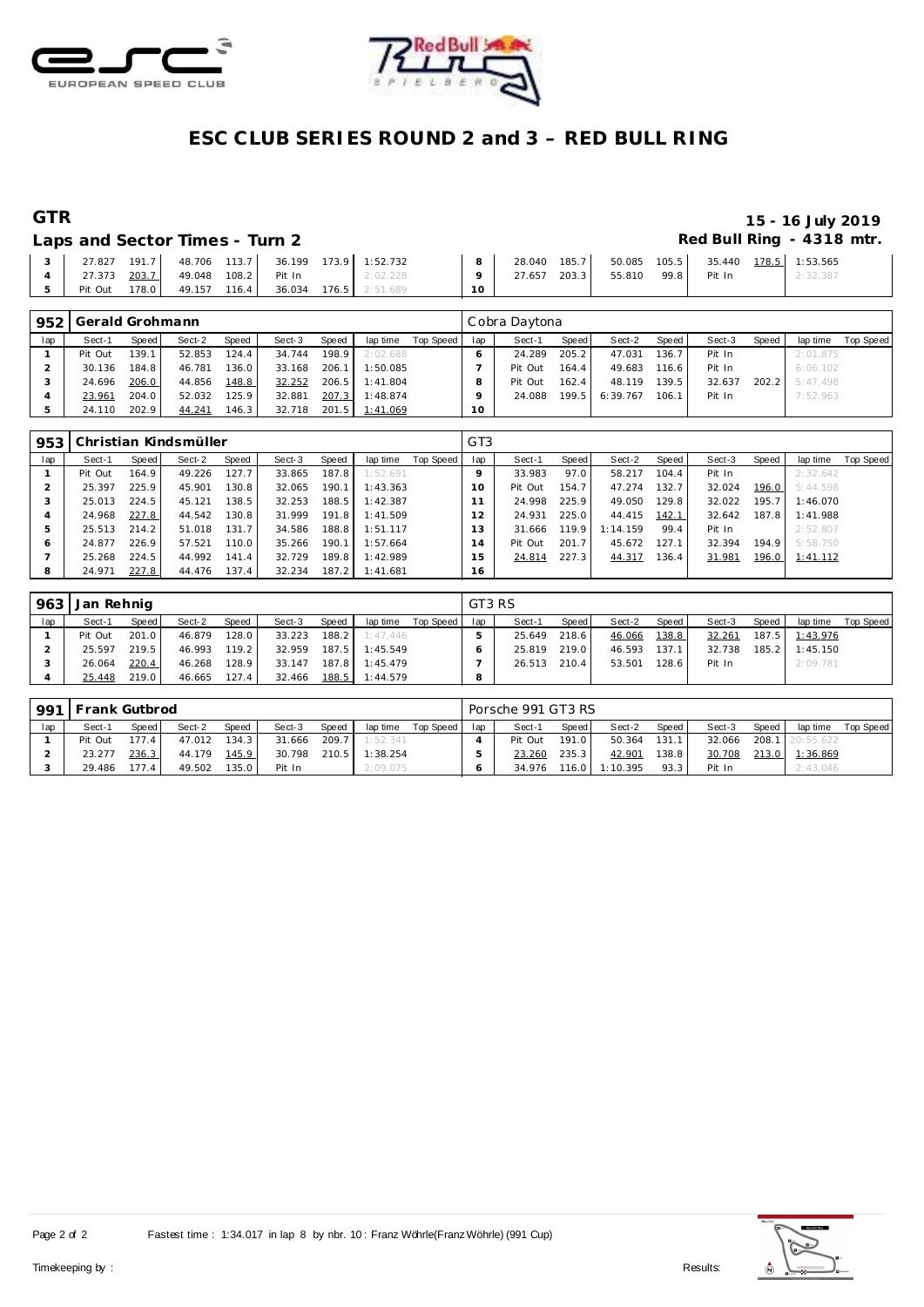# ESC CLUB SERIES ROUND 2 and 3 – RED BULL RING

## GTR

**Laps and Sector Times - Turn 2**

15 - 16 July 2019
Red Bull Ring - 4318 mtr.

| lap | Sect-1 | Speed | Sect-2 | Speed | Sect-3 | Speed | lap time | Top Speed | lap | Sect-1 | Speed | Sect-2 | Speed | Sect-3 | Speed | lap time | Top Speed |
|---|---|---|---|---|---|---|---|---|---|---|---|---|---|---|---|---|---|
| 3 | 27.827 | 191.7 | 48.706 | 113.7 | 36.199 | 173.9 | 1:52.732 | | 8 | 28.040 | 185.7 | 50.085 | 105.5 | 35.440 | 178.5 | 1:53.565 | |
| 4 | 27.373 | 203.7 | 49.048 | 108.2 | Pit In | | 2:02.228 | | 9 | 27.657 | 203.3 | 55.810 | 99.8 | Pit In | | 2:32.387 | |
| 5 | Pit Out | 178.0 | 49.157 | 116.4 | 36.034 | 176.5 | 2:51.689 | | 10 | | | | | | | | |

### 952 Gerald Grohmann — Cobra Daytona

| lap | Sect-1 | Speed | Sect-2 | Speed | Sect-3 | Speed | lap time | Top Speed | lap | Sect-1 | Speed | Sect-2 | Speed | Sect-3 | Speed | lap time | Top Speed |
|---|---|---|---|---|---|---|---|---|---|---|---|---|---|---|---|---|---|
| 1 | Pit Out | 139.1 | 52.853 | 124.4 | 34.744 | 198.9 | 2:02.688 | | 6 | 24.289 | 205.2 | 47.031 | 136.7 | Pit In | | 2:01.875 | |
| 2 | 30.136 | 184.8 | 46.781 | 136.0 | 33.168 | 206.1 | 1:50.085 | | 7 | Pit Out | 164.4 | 49.683 | 116.6 | Pit In | | 6:06.102 | |
| 3 | 24.696 | 206.0 | 44.856 | 148.8 | 32.252 | 206.5 | 1:41.804 | | 8 | Pit Out | 162.4 | 48.119 | 139.5 | 32.637 | 202.2 | 5:47.498 | |
| 4 | 23.961 | 204.0 | 52.032 | 125.9 | 32.881 | 207.3 | 1:48.874 | | 9 | 24.088 | 199.5 | 6:39.767 | 106.1 | Pit In | | 7:52.963 | |
| 5 | 24.110 | 202.9 | 44.241 | 146.3 | 32.718 | 201.5 | 1:41.069 | | 10 | | | | | | | | |

### 953 Christian Kindsmüller — GT3

| lap | Sect-1 | Speed | Sect-2 | Speed | Sect-3 | Speed | lap time | Top Speed | lap | Sect-1 | Speed | Sect-2 | Speed | Sect-3 | Speed | lap time | Top Speed |
|---|---|---|---|---|---|---|---|---|---|---|---|---|---|---|---|---|---|
| 1 | Pit Out | 164.9 | 49.226 | 127.7 | 33.865 | 187.8 | 1:52.691 | | 9 | 33.983 | 97.0 | 58.217 | 104.4 | Pit In | | 2:32.642 | |
| 2 | 25.397 | 225.9 | 45.901 | 130.8 | 32.065 | 190.1 | 1:43.363 | | 10 | Pit Out | 154.7 | 47.274 | 132.7 | 32.024 | 196.0 | 5:44.598 | |
| 3 | 25.013 | 224.5 | 45.121 | 138.5 | 32.253 | 188.5 | 1:42.387 | | 11 | 24.998 | 225.9 | 49.050 | 129.8 | 32.022 | 195.7 | 1:46.070 | |
| 4 | 24.968 | 227.8 | 44.542 | 130.8 | 31.999 | 191.8 | 1:41.509 | | 12 | 24.931 | 225.0 | 44.415 | 142.1 | 32.642 | 187.8 | 1:41.988 | |
| 5 | 25.513 | 214.2 | 51.018 | 131.7 | 34.586 | 188.8 | 1:51.117 | | 13 | 31.666 | 119.9 | 1:14.159 | 99.4 | Pit In | | 2:52.807 | |
| 6 | 24.877 | 226.9 | 57.521 | 110.0 | 35.266 | 190.1 | 1:57.664 | | 14 | Pit Out | 201.7 | 45.672 | 127.1 | 32.394 | 194.9 | 5:58.750 | |
| 7 | 25.268 | 224.5 | 44.992 | 141.4 | 32.729 | 189.8 | 1:42.989 | | 15 | 24.814 | 227.3 | 44.317 | 136.4 | 31.981 | 196.0 | 1:41.112 | |
| 8 | 24.971 | 227.8 | 44.476 | 137.4 | 32.234 | 187.2 | 1:41.681 | | 16 | | | | | | | | |

### 963 Jan Rehnig — GT3 RS

| lap | Sect-1 | Speed | Sect-2 | Speed | Sect-3 | Speed | lap time | Top Speed | lap | Sect-1 | Speed | Sect-2 | Speed | Sect-3 | Speed | lap time | Top Speed |
|---|---|---|---|---|---|---|---|---|---|---|---|---|---|---|---|---|---|
| 1 | Pit Out | 201.0 | 46.879 | 128.0 | 33.223 | 188.2 | 1:47.446 | | 5 | 25.649 | 218.6 | 46.066 | 138.8 | 32.261 | 187.5 | 1:43.976 | |
| 2 | 25.597 | 219.5 | 46.993 | 119.2 | 32.959 | 187.5 | 1:45.549 | | 6 | 25.819 | 219.0 | 46.593 | 137.1 | 32.738 | 185.2 | 1:45.150 | |
| 3 | 26.064 | 220.4 | 46.268 | 128.9 | 33.147 | 187.8 | 1:45.479 | | 7 | 26.513 | 210.4 | 53.501 | 128.6 | Pit In | | 2:09.781 | |
| 4 | 25.448 | 219.0 | 46.665 | 127.4 | 32.466 | 188.5 | 1:44.579 | | 8 | | | | | | | | |

### 991 Frank Gutbrod — Porsche 991 GT3 RS

| lap | Sect-1 | Speed | Sect-2 | Speed | Sect-3 | Speed | lap time | Top Speed | lap | Sect-1 | Speed | Sect-2 | Speed | Sect-3 | Speed | lap time | Top Speed |
|---|---|---|---|---|---|---|---|---|---|---|---|---|---|---|---|---|---|
| 1 | Pit Out | 177.4 | 47.012 | 134.3 | 31.666 | 209.7 | 1:52.341 | | 4 | Pit Out | 191.0 | 50.364 | 131.1 | 32.066 | 208.1 | 20:55.622 | |
| 2 | 23.277 | 236.3 | 44.179 | 145.9 | 30.798 | 210.5 | 1:38.254 | | 5 | 23.260 | 235.3 | 42.901 | 138.8 | 30.708 | 213.0 | 1:36.869 | |
| 3 | 29.486 | 177.4 | 49.502 | 135.0 | Pit In | | 2:09.075 | | 6 | 34.976 | 116.0 | 1:10.395 | 93.3 | Pit In | | 2:43.046 | |

Fastest time : 1:34.017 in lap 8 by nbr. 10 : Franz Wöhrle(Franz Wöhrle) (991 Cup)

Timekeeping by : Results: